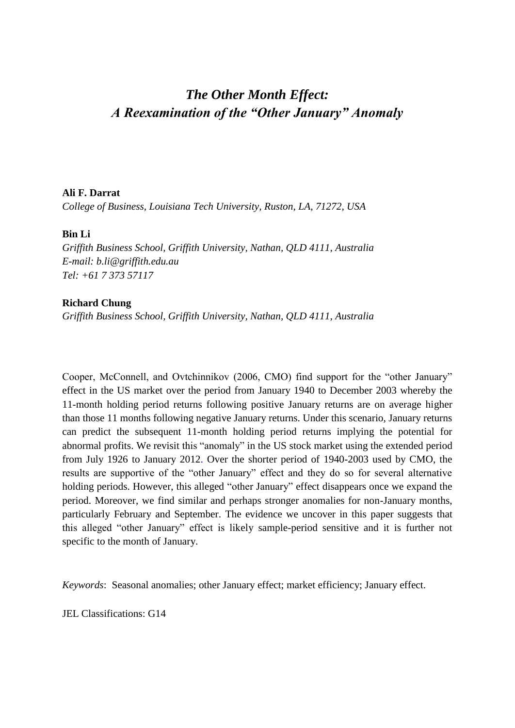# *The Other Month Effect:*
# *A Reexamination of the "Other January" Anomaly*

**Ali F. Darrat**

*College of Business, Louisiana Tech University, Ruston, LA, 71272, USA*

**Bin Li**

*Griffith Business School, Griffith University, Nathan, QLD 4111, Australia*
*E-mail: b.li@griffith.edu.au*
*Tel: +61 7 373 57117*

**Richard Chung**

*Griffith Business School, Griffith University, Nathan, QLD 4111, Australia*

Cooper, McConnell, and Ovtchinnikov (2006, CMO) find support for the "other January" effect in the US market over the period from January 1940 to December 2003 whereby the 11-month holding period returns following positive January returns are on average higher than those 11 months following negative January returns. Under this scenario, January returns can predict the subsequent 11-month holding period returns implying the potential for abnormal profits. We revisit this "anomaly" in the US stock market using the extended period from July 1926 to January 2012. Over the shorter period of 1940-2003 used by CMO, the results are supportive of the "other January" effect and they do so for several alternative holding periods. However, this alleged "other January" effect disappears once we expand the period. Moreover, we find similar and perhaps stronger anomalies for non-January months, particularly February and September. The evidence we uncover in this paper suggests that this alleged "other January" effect is likely sample-period sensitive and it is further not specific to the month of January.

*Keywords*: Seasonal anomalies; other January effect; market efficiency; January effect.

JEL Classifications: G14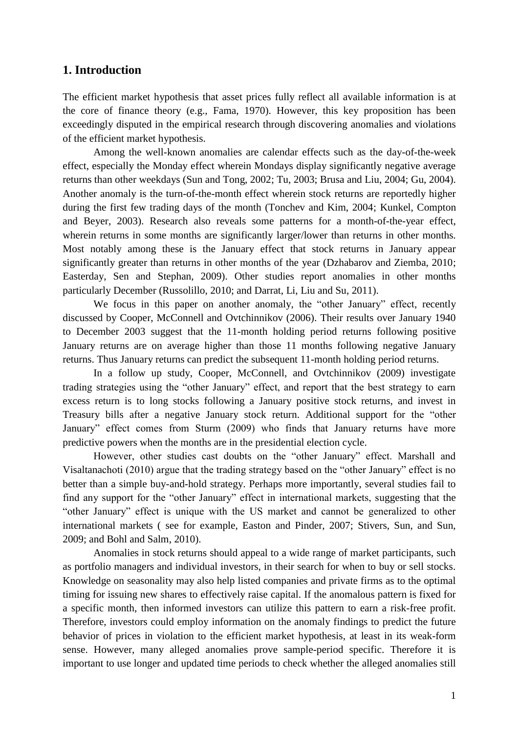## 1. Introduction

The efficient market hypothesis that asset prices fully reflect all available information is at the core of finance theory (e.g., Fama, 1970). However, this key proposition has been exceedingly disputed in the empirical research through discovering anomalies and violations of the efficient market hypothesis.

Among the well-known anomalies are calendar effects such as the day-of-the-week effect, especially the Monday effect wherein Mondays display significantly negative average returns than other weekdays (Sun and Tong, 2002; Tu, 2003; Brusa and Liu, 2004; Gu, 2004). Another anomaly is the turn-of-the-month effect wherein stock returns are reportedly higher during the first few trading days of the month (Tonchev and Kim, 2004; Kunkel, Compton and Beyer, 2003). Research also reveals some patterns for a month-of-the-year effect, wherein returns in some months are significantly larger/lower than returns in other months. Most notably among these is the January effect that stock returns in January appear significantly greater than returns in other months of the year (Dzhabarov and Ziemba, 2010; Easterday, Sen and Stephan, 2009). Other studies report anomalies in other months particularly December (Russolillo, 2010; and Darrat, Li, Liu and Su, 2011).

We focus in this paper on another anomaly, the "other January" effect, recently discussed by Cooper, McConnell and Ovtchinnikov (2006). Their results over January 1940 to December 2003 suggest that the 11-month holding period returns following positive January returns are on average higher than those 11 months following negative January returns. Thus January returns can predict the subsequent 11-month holding period returns.

In a follow up study, Cooper, McConnell, and Ovtchinnikov (2009) investigate trading strategies using the "other January" effect, and report that the best strategy to earn excess return is to long stocks following a January positive stock returns, and invest in Treasury bills after a negative January stock return. Additional support for the "other January" effect comes from Sturm (2009) who finds that January returns have more predictive powers when the months are in the presidential election cycle.

However, other studies cast doubts on the "other January" effect. Marshall and Visaltanachoti (2010) argue that the trading strategy based on the "other January" effect is no better than a simple buy-and-hold strategy. Perhaps more importantly, several studies fail to find any support for the "other January" effect in international markets, suggesting that the "other January" effect is unique with the US market and cannot be generalized to other international markets ( see for example, Easton and Pinder, 2007; Stivers, Sun, and Sun, 2009; and Bohl and Salm, 2010).

Anomalies in stock returns should appeal to a wide range of market participants, such as portfolio managers and individual investors, in their search for when to buy or sell stocks. Knowledge on seasonality may also help listed companies and private firms as to the optimal timing for issuing new shares to effectively raise capital. If the anomalous pattern is fixed for a specific month, then informed investors can utilize this pattern to earn a risk-free profit. Therefore, investors could employ information on the anomaly findings to predict the future behavior of prices in violation to the efficient market hypothesis, at least in its weak-form sense. However, many alleged anomalies prove sample-period specific. Therefore it is important to use longer and updated time periods to check whether the alleged anomalies still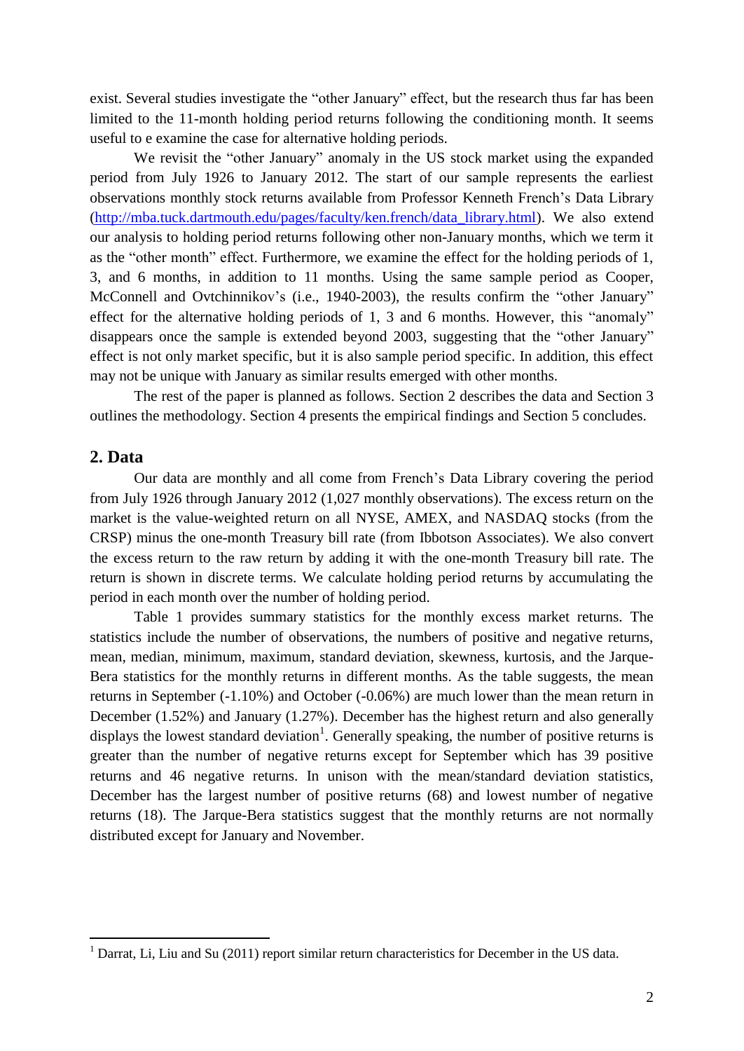exist. Several studies investigate the "other January" effect, but the research thus far has been limited to the 11-month holding period returns following the conditioning month. It seems useful to e examine the case for alternative holding periods.

We revisit the "other January" anomaly in the US stock market using the expanded period from July 1926 to January 2012. The start of our sample represents the earliest observations monthly stock returns available from Professor Kenneth French's Data Library (http://mba.tuck.dartmouth.edu/pages/faculty/ken.french/data_library.html). We also extend our analysis to holding period returns following other non-January months, which we term it as the "other month" effect. Furthermore, we examine the effect for the holding periods of 1, 3, and 6 months, in addition to 11 months. Using the same sample period as Cooper, McConnell and Ovtchinnikov's (i.e., 1940-2003), the results confirm the "other January" effect for the alternative holding periods of 1, 3 and 6 months. However, this "anomaly" disappears once the sample is extended beyond 2003, suggesting that the "other January" effect is not only market specific, but it is also sample period specific. In addition, this effect may not be unique with January as similar results emerged with other months.

The rest of the paper is planned as follows. Section 2 describes the data and Section 3 outlines the methodology. Section 4 presents the empirical findings and Section 5 concludes.

## 2. Data

Our data are monthly and all come from French's Data Library covering the period from July 1926 through January 2012 (1,027 monthly observations). The excess return on the market is the value-weighted return on all NYSE, AMEX, and NASDAQ stocks (from the CRSP) minus the one-month Treasury bill rate (from Ibbotson Associates). We also convert the excess return to the raw return by adding it with the one-month Treasury bill rate. The return is shown in discrete terms. We calculate holding period returns by accumulating the period in each month over the number of holding period.

Table 1 provides summary statistics for the monthly excess market returns. The statistics include the number of observations, the numbers of positive and negative returns, mean, median, minimum, maximum, standard deviation, skewness, kurtosis, and the Jarque-Bera statistics for the monthly returns in different months. As the table suggests, the mean returns in September (-1.10%) and October (-0.06%) are much lower than the mean return in December (1.52%) and January (1.27%). December has the highest return and also generally displays the lowest standard deviation[1]. Generally speaking, the number of positive returns is greater than the number of negative returns except for September which has 39 positive returns and 46 negative returns. In unison with the mean/standard deviation statistics, December has the largest number of positive returns (68) and lowest number of negative returns (18). The Jarque-Bera statistics suggest that the monthly returns are not normally distributed except for January and November.

---

[1] Darrat, Li, Liu and Su (2011) report similar return characteristics for December in the US data.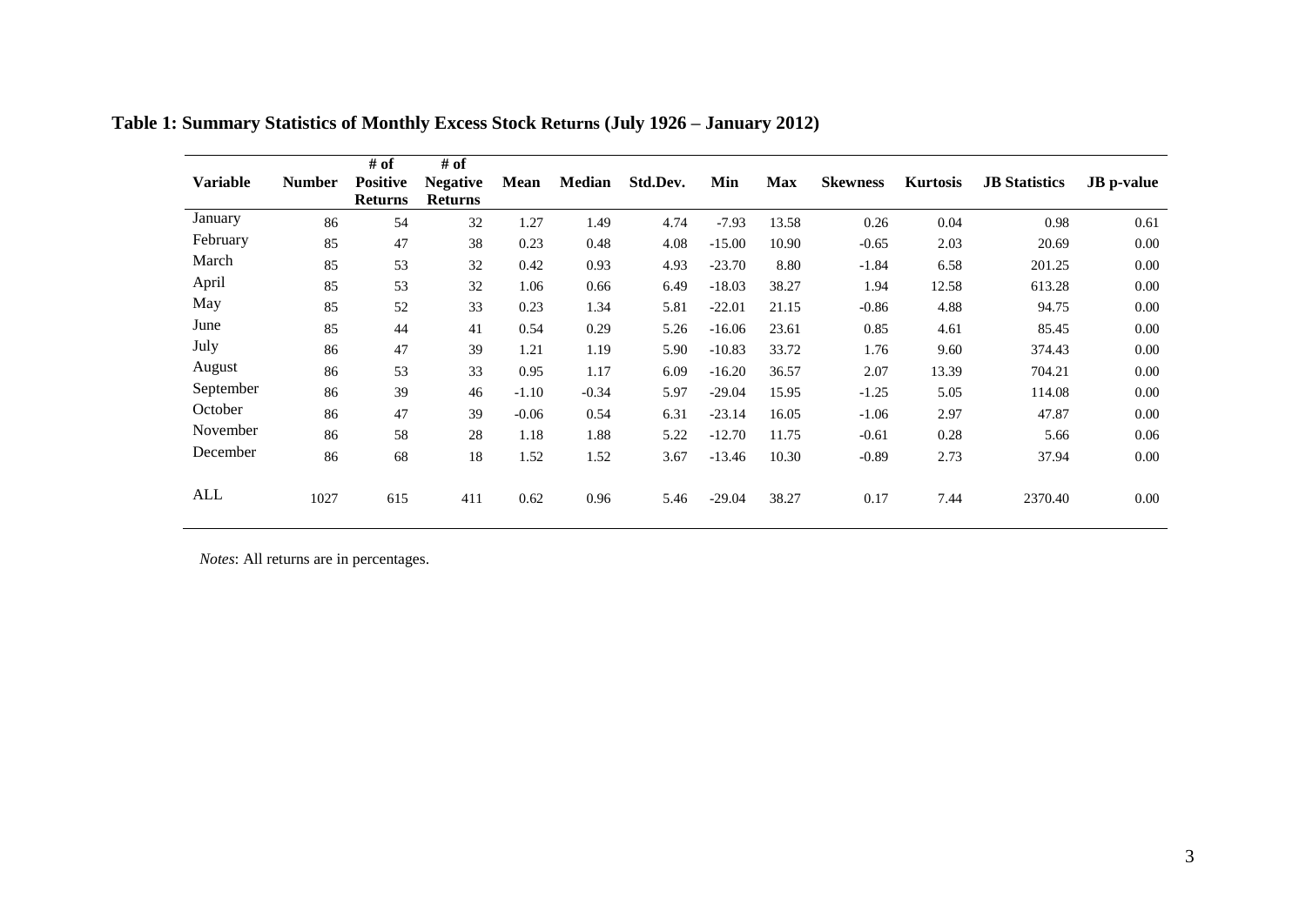**Table 1: Summary Statistics of Monthly Excess Stock Returns (July 1926 – January 2012)**

| Variable | Number | # of Positive Returns | # of Negative Returns | Mean | Median | Std.Dev. | Min | Max | Skewness | Kurtosis | JB Statistics | JB p-value |
|---|---|---|---|---|---|---|---|---|---|---|---|---|
| January | 86 | 54 | 32 | 1.27 | 1.49 | 4.74 | -7.93 | 13.58 | 0.26 | 0.04 | 0.98 | 0.61 |
| February | 85 | 47 | 38 | 0.23 | 0.48 | 4.08 | -15.00 | 10.90 | -0.65 | 2.03 | 20.69 | 0.00 |
| March | 85 | 53 | 32 | 0.42 | 0.93 | 4.93 | -23.70 | 8.80 | -1.84 | 6.58 | 201.25 | 0.00 |
| April | 85 | 53 | 32 | 1.06 | 0.66 | 6.49 | -18.03 | 38.27 | 1.94 | 12.58 | 613.28 | 0.00 |
| May | 85 | 52 | 33 | 0.23 | 1.34 | 5.81 | -22.01 | 21.15 | -0.86 | 4.88 | 94.75 | 0.00 |
| June | 85 | 44 | 41 | 0.54 | 0.29 | 5.26 | -16.06 | 23.61 | 0.85 | 4.61 | 85.45 | 0.00 |
| July | 86 | 47 | 39 | 1.21 | 1.19 | 5.90 | -10.83 | 33.72 | 1.76 | 9.60 | 374.43 | 0.00 |
| August | 86 | 53 | 33 | 0.95 | 1.17 | 6.09 | -16.20 | 36.57 | 2.07 | 13.39 | 704.21 | 0.00 |
| September | 86 | 39 | 46 | -1.10 | -0.34 | 5.97 | -29.04 | 15.95 | -1.25 | 5.05 | 114.08 | 0.00 |
| October | 86 | 47 | 39 | -0.06 | 0.54 | 6.31 | -23.14 | 16.05 | -1.06 | 2.97 | 47.87 | 0.00 |
| November | 86 | 58 | 28 | 1.18 | 1.88 | 5.22 | -12.70 | 11.75 | -0.61 | 0.28 | 5.66 | 0.06 |
| December | 86 | 68 | 18 | 1.52 | 1.52 | 3.67 | -13.46 | 10.30 | -0.89 | 2.73 | 37.94 | 0.00 |
| ALL | 1027 | 615 | 411 | 0.62 | 0.96 | 5.46 | -29.04 | 38.27 | 0.17 | 7.44 | 2370.40 | 0.00 |

*Notes*: All returns are in percentages.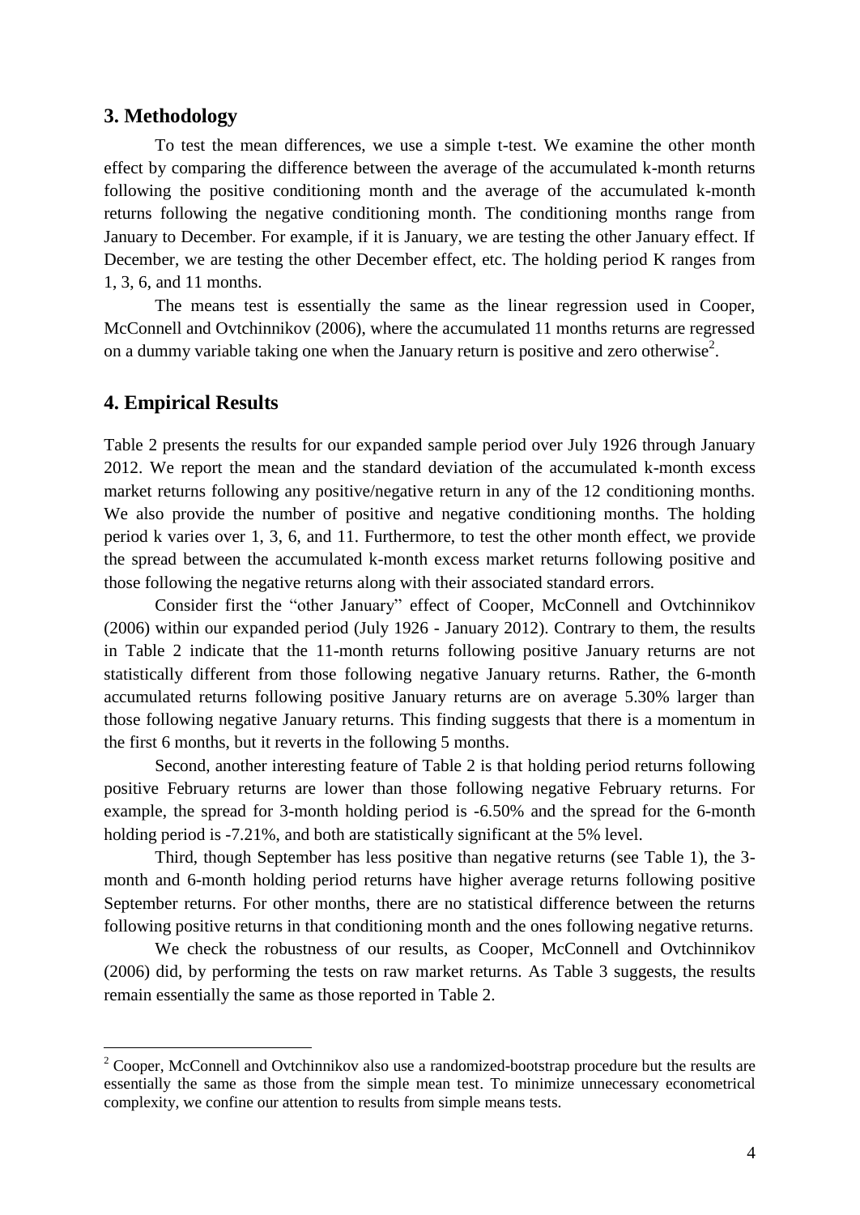## 3. Methodology

To test the mean differences, we use a simple t-test. We examine the other month effect by comparing the difference between the average of the accumulated k-month returns following the positive conditioning month and the average of the accumulated k-month returns following the negative conditioning month. The conditioning months range from January to December. For example, if it is January, we are testing the other January effect. If December, we are testing the other December effect, etc. The holding period K ranges from 1, 3, 6, and 11 months.

The means test is essentially the same as the linear regression used in Cooper, McConnell and Ovtchinnikov (2006), where the accumulated 11 months returns are regressed on a dummy variable taking one when the January return is positive and zero otherwise[2].

## 4. Empirical Results

Table 2 presents the results for our expanded sample period over July 1926 through January 2012. We report the mean and the standard deviation of the accumulated k-month excess market returns following any positive/negative return in any of the 12 conditioning months. We also provide the number of positive and negative conditioning months. The holding period k varies over 1, 3, 6, and 11. Furthermore, to test the other month effect, we provide the spread between the accumulated k-month excess market returns following positive and those following the negative returns along with their associated standard errors.

Consider first the "other January" effect of Cooper, McConnell and Ovtchinnikov (2006) within our expanded period (July 1926 - January 2012). Contrary to them, the results in Table 2 indicate that the 11-month returns following positive January returns are not statistically different from those following negative January returns. Rather, the 6-month accumulated returns following positive January returns are on average 5.30% larger than those following negative January returns. This finding suggests that there is a momentum in the first 6 months, but it reverts in the following 5 months.

Second, another interesting feature of Table 2 is that holding period returns following positive February returns are lower than those following negative February returns. For example, the spread for 3-month holding period is -6.50% and the spread for the 6-month holding period is -7.21%, and both are statistically significant at the 5% level.

Third, though September has less positive than negative returns (see Table 1), the 3-month and 6-month holding period returns have higher average returns following positive September returns. For other months, there are no statistical difference between the returns following positive returns in that conditioning month and the ones following negative returns.

We check the robustness of our results, as Cooper, McConnell and Ovtchinnikov (2006) did, by performing the tests on raw market returns. As Table 3 suggests, the results remain essentially the same as those reported in Table 2.

---

[2] Cooper, McConnell and Ovtchinnikov also use a randomized-bootstrap procedure but the results are essentially the same as those from the simple mean test. To minimize unnecessary econometrical complexity, we confine our attention to results from simple means tests.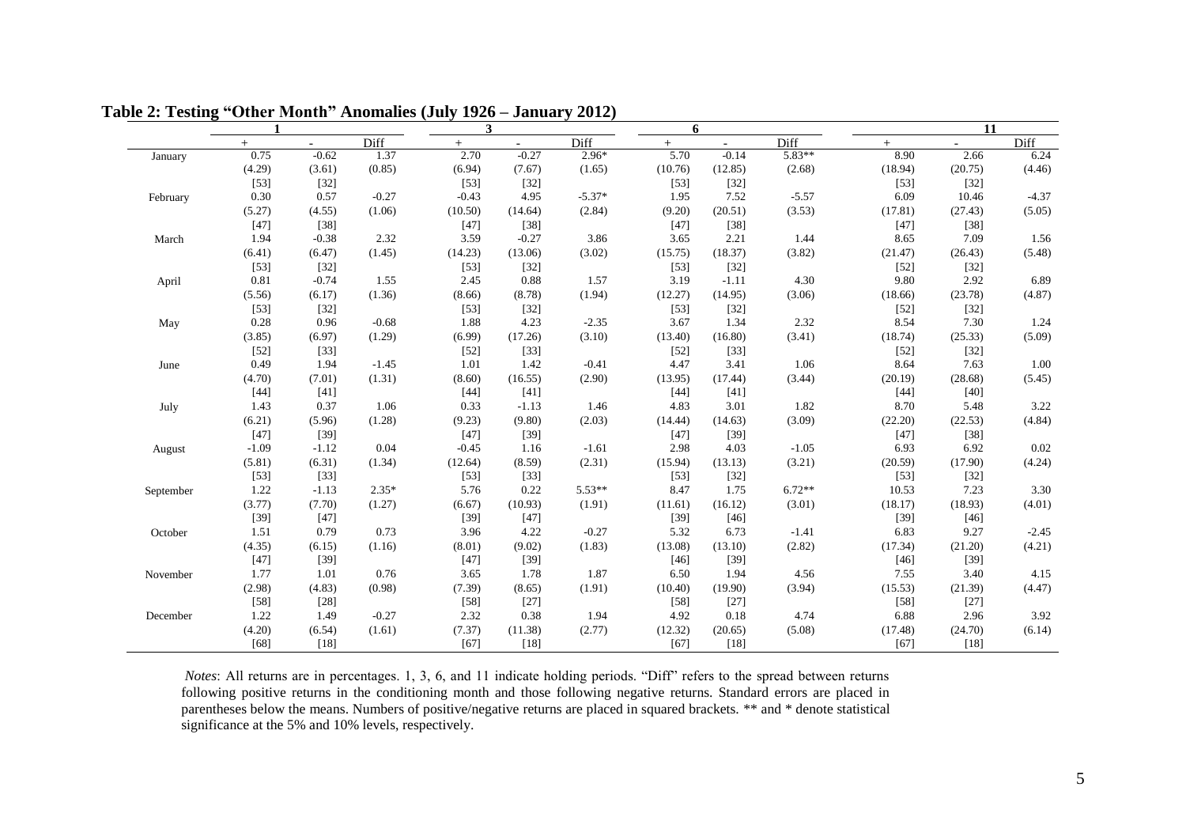**Table 2: Testing "Other Month" Anomalies (July 1926 – January 2012)**

| | 1 | | | 3 | | | 6 | | | 11 | | |
|---|---|---|---|---|---|---|---|---|---|---|---|---|
| | + | - | Diff | + | - | Diff | + | - | Diff | + | - | Diff |
| January | 0.75 | -0.62 | 1.37 | 2.70 | -0.27 | 2.96* | 5.70 | -0.14 | 5.83** | 8.90 | 2.66 | 6.24 |
| | (4.29) | (3.61) | (0.85) | (6.94) | (7.67) | (1.65) | (10.76) | (12.85) | (2.68) | (18.94) | (20.75) | (4.46) |
| | [53] | [32] | | [53] | [32] | | [53] | [32] | | [53] | [32] | |
| February | 0.30 | 0.57 | -0.27 | -0.43 | 4.95 | -5.37* | 1.95 | 7.52 | -5.57 | 6.09 | 10.46 | -4.37 |
| | (5.27) | (4.55) | (1.06) | (10.50) | (14.64) | (2.84) | (9.20) | (20.51) | (3.53) | (17.81) | (27.43) | (5.05) |
| | [47] | [38] | | [47] | [38] | | [47] | [38] | | [47] | [38] | |
| March | 1.94 | -0.38 | 2.32 | 3.59 | -0.27 | 3.86 | 3.65 | 2.21 | 1.44 | 8.65 | 7.09 | 1.56 |
| | (6.41) | (6.47) | (1.45) | (14.23) | (13.06) | (3.02) | (15.75) | (18.37) | (3.82) | (21.47) | (26.43) | (5.48) |
| | [53] | [32] | | [53] | [32] | | [53] | [32] | | [52] | [32] | |
| April | 0.81 | -0.74 | 1.55 | 2.45 | 0.88 | 1.57 | 3.19 | -1.11 | 4.30 | 9.80 | 2.92 | 6.89 |
| | (5.56) | (6.17) | (1.36) | (8.66) | (8.78) | (1.94) | (12.27) | (14.95) | (3.06) | (18.66) | (23.78) | (4.87) |
| | [53] | [32] | | [53] | [32] | | [53] | [32] | | [52] | [32] | |
| May | 0.28 | 0.96 | -0.68 | 1.88 | 4.23 | -2.35 | 3.67 | 1.34 | 2.32 | 8.54 | 7.30 | 1.24 |
| | (3.85) | (6.97) | (1.29) | (6.99) | (17.26) | (3.10) | (13.40) | (16.80) | (3.41) | (18.74) | (25.33) | (5.09) |
| | [52] | [33] | | [52] | [33] | | [52] | [33] | | [52] | [32] | |
| June | 0.49 | 1.94 | -1.45 | 1.01 | 1.42 | -0.41 | 4.47 | 3.41 | 1.06 | 8.64 | 7.63 | 1.00 |
| | (4.70) | (7.01) | (1.31) | (8.60) | (16.55) | (2.90) | (13.95) | (17.44) | (3.44) | (20.19) | (28.68) | (5.45) |
| | [44] | [41] | | [44] | [41] | | [44] | [41] | | [44] | [40] | |
| July | 1.43 | 0.37 | 1.06 | 0.33 | -1.13 | 1.46 | 4.83 | 3.01 | 1.82 | 8.70 | 5.48 | 3.22 |
| | (6.21) | (5.96) | (1.28) | (9.23) | (9.80) | (2.03) | (14.44) | (14.63) | (3.09) | (22.20) | (22.53) | (4.84) |
| | [47] | [39] | | [47] | [39] | | [47] | [39] | | [47] | [38] | |
| August | -1.09 | -1.12 | 0.04 | -0.45 | 1.16 | -1.61 | 2.98 | 4.03 | -1.05 | 6.93 | 6.92 | 0.02 |
| | (5.81) | (6.31) | (1.34) | (12.64) | (8.59) | (2.31) | (15.94) | (13.13) | (3.21) | (20.59) | (17.90) | (4.24) |
| | [53] | [33] | | [53] | [33] | | [53] | [32] | | [53] | [32] | |
| September | 1.22 | -1.13 | 2.35* | 5.76 | 0.22 | 5.53** | 8.47 | 1.75 | 6.72** | 10.53 | 7.23 | 3.30 |
| | (3.77) | (7.70) | (1.27) | (6.67) | (10.93) | (1.91) | (11.61) | (16.12) | (3.01) | (18.17) | (18.93) | (4.01) |
| | [39] | [47] | | [39] | [47] | | [39] | [46] | | [39] | [46] | |
| October | 1.51 | 0.79 | 0.73 | 3.96 | 4.22 | -0.27 | 5.32 | 6.73 | -1.41 | 6.83 | 9.27 | -2.45 |
| | (4.35) | (6.15) | (1.16) | (8.01) | (9.02) | (1.83) | (13.08) | (13.10) | (2.82) | (17.34) | (21.20) | (4.21) |
| | [47] | [39] | | [47] | [39] | | [46] | [39] | | [46] | [39] | |
| November | 1.77 | 1.01 | 0.76 | 3.65 | 1.78 | 1.87 | 6.50 | 1.94 | 4.56 | 7.55 | 3.40 | 4.15 |
| | (2.98) | (4.83) | (0.98) | (7.39) | (8.65) | (1.91) | (10.40) | (19.90) | (3.94) | (15.53) | (21.39) | (4.47) |
| | [58] | [28] | | [58] | [27] | | [58] | [27] | | [58] | [27] | |
| December | 1.22 | 1.49 | -0.27 | 2.32 | 0.38 | 1.94 | 4.92 | 0.18 | 4.74 | 6.88 | 2.96 | 3.92 |
| | (4.20) | (6.54) | (1.61) | (7.37) | (11.38) | (2.77) | (12.32) | (20.65) | (5.08) | (17.48) | (24.70) | (6.14) |
| | [68] | [18] | | [67] | [18] | | [67] | [18] | | [67] | [18] | |

*Notes*: All returns are in percentages. 1, 3, 6, and 11 indicate holding periods. "Diff" refers to the spread between returns following positive returns in the conditioning month and those following negative returns. Standard errors are placed in parentheses below the means. Numbers of positive/negative returns are placed in squared brackets. ** and * denote statistical significance at the 5% and 10% levels, respectively.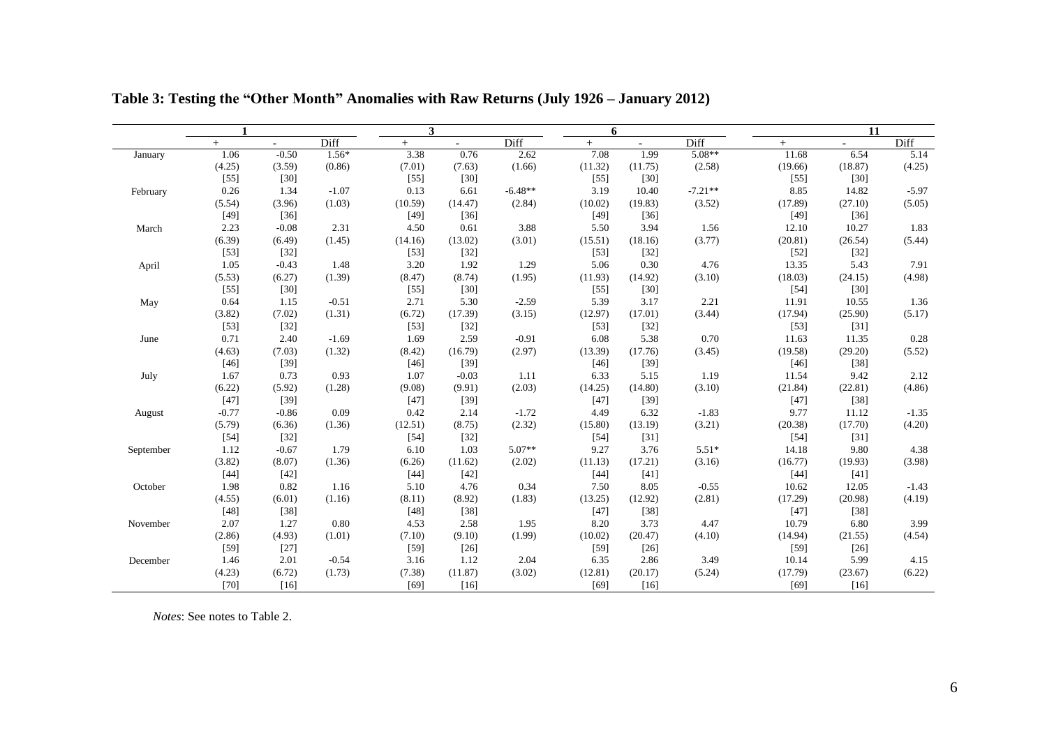## Table 3: Testing the "Other Month" Anomalies with Raw Returns (July 1926 – January 2012)

| | 1 | | | 3 | | | 6 | | | 11 | | |
|---|---|---|---|---|---|---|---|---|---|---|---|---|
| | + | - | Diff | + | - | Diff | + | - | Diff | + | - | Diff |
| January | 1.06 | -0.50 | 1.56* | 3.38 | 0.76 | 2.62 | 7.08 | 1.99 | 5.08** | 11.68 | 6.54 | 5.14 |
| | (4.25) | (3.59) | (0.86) | (7.01) | (7.63) | (1.66) | (11.32) | (11.75) | (2.58) | (19.66) | (18.87) | (4.25) |
| | [55] | [30] | | [55] | [30] | | [55] | [30] | | [55] | [30] | |
| February | 0.26 | 1.34 | -1.07 | 0.13 | 6.61 | -6.48** | 3.19 | 10.40 | -7.21** | 8.85 | 14.82 | -5.97 |
| | (5.54) | (3.96) | (1.03) | (10.59) | (14.47) | (2.84) | (10.02) | (19.83) | (3.52) | (17.89) | (27.10) | (5.05) |
| | [49] | [36] | | [49] | [36] | | [49] | [36] | | [49] | [36] | |
| March | 2.23 | -0.08 | 2.31 | 4.50 | 0.61 | 3.88 | 5.50 | 3.94 | 1.56 | 12.10 | 10.27 | 1.83 |
| | (6.39) | (6.49) | (1.45) | (14.16) | (13.02) | (3.01) | (15.51) | (18.16) | (3.77) | (20.81) | (26.54) | (5.44) |
| | [53] | [32] | | [53] | [32] | | [53] | [32] | | [52] | [32] | |
| April | 1.05 | -0.43 | 1.48 | 3.20 | 1.92 | 1.29 | 5.06 | 0.30 | 4.76 | 13.35 | 5.43 | 7.91 |
| | (5.53) | (6.27) | (1.39) | (8.47) | (8.74) | (1.95) | (11.93) | (14.92) | (3.10) | (18.03) | (24.15) | (4.98) |
| | [55] | [30] | | [55] | [30] | | [55] | [30] | | [54] | [30] | |
| May | 0.64 | 1.15 | -0.51 | 2.71 | 5.30 | -2.59 | 5.39 | 3.17 | 2.21 | 11.91 | 10.55 | 1.36 |
| | (3.82) | (7.02) | (1.31) | (6.72) | (17.39) | (3.15) | (12.97) | (17.01) | (3.44) | (17.94) | (25.90) | (5.17) |
| | [53] | [32] | | [53] | [32] | | [53] | [32] | | [53] | [31] | |
| June | 0.71 | 2.40 | -1.69 | 1.69 | 2.59 | -0.91 | 6.08 | 5.38 | 0.70 | 11.63 | 11.35 | 0.28 |
| | (4.63) | (7.03) | (1.32) | (8.42) | (16.79) | (2.97) | (13.39) | (17.76) | (3.45) | (19.58) | (29.20) | (5.52) |
| | [46] | [39] | | [46] | [39] | | [46] | [39] | | [46] | [38] | |
| July | 1.67 | 0.73 | 0.93 | 1.07 | -0.03 | 1.11 | 6.33 | 5.15 | 1.19 | 11.54 | 9.42 | 2.12 |
| | (6.22) | (5.92) | (1.28) | (9.08) | (9.91) | (2.03) | (14.25) | (14.80) | (3.10) | (21.84) | (22.81) | (4.86) |
| | [47] | [39] | | [47] | [39] | | [47] | [39] | | [47] | [38] | |
| August | -0.77 | -0.86 | 0.09 | 0.42 | 2.14 | -1.72 | 4.49 | 6.32 | -1.83 | 9.77 | 11.12 | -1.35 |
| | (5.79) | (6.36) | (1.36) | (12.51) | (8.75) | (2.32) | (15.80) | (13.19) | (3.21) | (20.38) | (17.70) | (4.20) |
| | [54] | [32] | | [54] | [32] | | [54] | [31] | | [54] | [31] | |
| September | 1.12 | -0.67 | 1.79 | 6.10 | 1.03 | 5.07** | 9.27 | 3.76 | 5.51* | 14.18 | 9.80 | 4.38 |
| | (3.82) | (8.07) | (1.36) | (6.26) | (11.62) | (2.02) | (11.13) | (17.21) | (3.16) | (16.77) | (19.93) | (3.98) |
| | [44] | [42] | | [44] | [42] | | [44] | [41] | | [44] | [41] | |
| October | 1.98 | 0.82 | 1.16 | 5.10 | 4.76 | 0.34 | 7.50 | 8.05 | -0.55 | 10.62 | 12.05 | -1.43 |
| | (4.55) | (6.01) | (1.16) | (8.11) | (8.92) | (1.83) | (13.25) | (12.92) | (2.81) | (17.29) | (20.98) | (4.19) |
| | [48] | [38] | | [48] | [38] | | [47] | [38] | | [47] | [38] | |
| November | 2.07 | 1.27 | 0.80 | 4.53 | 2.58 | 1.95 | 8.20 | 3.73 | 4.47 | 10.79 | 6.80 | 3.99 |
| | (2.86) | (4.93) | (1.01) | (7.10) | (9.10) | (1.99) | (10.02) | (20.47) | (4.10) | (14.94) | (21.55) | (4.54) |
| | [59] | [27] | | [59] | [26] | | [59] | [26] | | [59] | [26] | |
| December | 1.46 | 2.01 | -0.54 | 3.16 | 1.12 | 2.04 | 6.35 | 2.86 | 3.49 | 10.14 | 5.99 | 4.15 |
| | (4.23) | (6.72) | (1.73) | (7.38) | (11.87) | (3.02) | (12.81) | (20.17) | (5.24) | (17.79) | (23.67) | (6.22) |
| | [70] | [16] | | [69] | [16] | | [69] | [16] | | [69] | [16] | |

*Notes*: See notes to Table 2.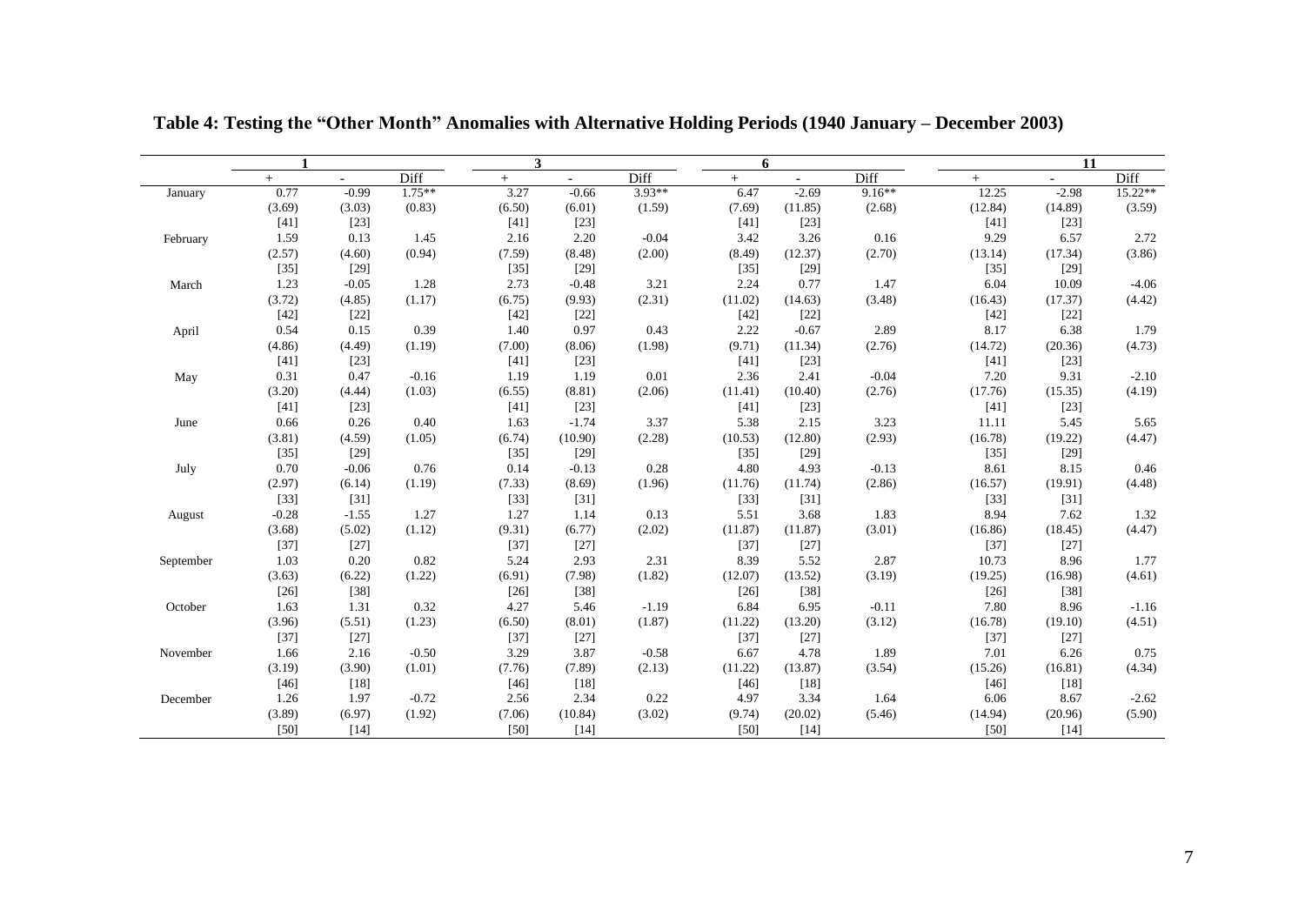**Table 4: Testing the "Other Month" Anomalies with Alternative Holding Periods (1940 January – December 2003)**

| | 1 | | | 3 | | | 6 | | | 11 | | |
|---|---|---|---|---|---|---|---|---|---|---|---|---|
| | + | - | Diff | + | - | Diff | + | - | Diff | + | - | Diff |
| January | 0.77 | -0.99 | 1.75** | 3.27 | -0.66 | 3.93** | 6.47 | -2.69 | 9.16** | 12.25 | -2.98 | 15.22** |
| | (3.69) | (3.03) | (0.83) | (6.50) | (6.01) | (1.59) | (7.69) | (11.85) | (2.68) | (12.84) | (14.89) | (3.59) |
| | [41] | [23] | | [41] | [23] | | [41] | [23] | | [41] | [23] | |
| February | 1.59 | 0.13 | 1.45 | 2.16 | 2.20 | -0.04 | 3.42 | 3.26 | 0.16 | 9.29 | 6.57 | 2.72 |
| | (2.57) | (4.60) | (0.94) | (7.59) | (8.48) | (2.00) | (8.49) | (12.37) | (2.70) | (13.14) | (17.34) | (3.86) |
| | [35] | [29] | | [35] | [29] | | [35] | [29] | | [35] | [29] | |
| March | 1.23 | -0.05 | 1.28 | 2.73 | -0.48 | 3.21 | 2.24 | 0.77 | 1.47 | 6.04 | 10.09 | -4.06 |
| | (3.72) | (4.85) | (1.17) | (6.75) | (9.93) | (2.31) | (11.02) | (14.63) | (3.48) | (16.43) | (17.37) | (4.42) |
| | [42] | [22] | | [42] | [22] | | [42] | [22] | | [42] | [22] | |
| April | 0.54 | 0.15 | 0.39 | 1.40 | 0.97 | 0.43 | 2.22 | -0.67 | 2.89 | 8.17 | 6.38 | 1.79 |
| | (4.86) | (4.49) | (1.19) | (7.00) | (8.06) | (1.98) | (9.71) | (11.34) | (2.76) | (14.72) | (20.36) | (4.73) |
| | [41] | [23] | | [41] | [23] | | [41] | [23] | | [41] | [23] | |
| May | 0.31 | 0.47 | -0.16 | 1.19 | 1.19 | 0.01 | 2.36 | 2.41 | -0.04 | 7.20 | 9.31 | -2.10 |
| | (3.20) | (4.44) | (1.03) | (6.55) | (8.81) | (2.06) | (11.41) | (10.40) | (2.76) | (17.76) | (15.35) | (4.19) |
| | [41] | [23] | | [41] | [23] | | [41] | [23] | | [41] | [23] | |
| June | 0.66 | 0.26 | 0.40 | 1.63 | -1.74 | 3.37 | 5.38 | 2.15 | 3.23 | 11.11 | 5.45 | 5.65 |
| | (3.81) | (4.59) | (1.05) | (6.74) | (10.90) | (2.28) | (10.53) | (12.80) | (2.93) | (16.78) | (19.22) | (4.47) |
| | [35] | [29] | | [35] | [29] | | [35] | [29] | | [35] | [29] | |
| July | 0.70 | -0.06 | 0.76 | 0.14 | -0.13 | 0.28 | 4.80 | 4.93 | -0.13 | 8.61 | 8.15 | 0.46 |
| | (2.97) | (6.14) | (1.19) | (7.33) | (8.69) | (1.96) | (11.76) | (11.74) | (2.86) | (16.57) | (19.91) | (4.48) |
| | [33] | [31] | | [33] | [31] | | [33] | [31] | | [33] | [31] | |
| August | -0.28 | -1.55 | 1.27 | 1.27 | 1.14 | 0.13 | 5.51 | 3.68 | 1.83 | 8.94 | 7.62 | 1.32 |
| | (3.68) | (5.02) | (1.12) | (9.31) | (6.77) | (2.02) | (11.87) | (11.87) | (3.01) | (16.86) | (18.45) | (4.47) |
| | [37] | [27] | | [37] | [27] | | [37] | [27] | | [37] | [27] | |
| September | 1.03 | 0.20 | 0.82 | 5.24 | 2.93 | 2.31 | 8.39 | 5.52 | 2.87 | 10.73 | 8.96 | 1.77 |
| | (3.63) | (6.22) | (1.22) | (6.91) | (7.98) | (1.82) | (12.07) | (13.52) | (3.19) | (19.25) | (16.98) | (4.61) |
| | [26] | [38] | | [26] | [38] | | [26] | [38] | | [26] | [38] | |
| October | 1.63 | 1.31 | 0.32 | 4.27 | 5.46 | -1.19 | 6.84 | 6.95 | -0.11 | 7.80 | 8.96 | -1.16 |
| | (3.96) | (5.51) | (1.23) | (6.50) | (8.01) | (1.87) | (11.22) | (13.20) | (3.12) | (16.78) | (19.10) | (4.51) |
| | [37] | [27] | | [37] | [27] | | [37] | [27] | | [37] | [27] | |
| November | 1.66 | 2.16 | -0.50 | 3.29 | 3.87 | -0.58 | 6.67 | 4.78 | 1.89 | 7.01 | 6.26 | 0.75 |
| | (3.19) | (3.90) | (1.01) | (7.76) | (7.89) | (2.13) | (11.22) | (13.87) | (3.54) | (15.26) | (16.81) | (4.34) |
| | [46] | [18] | | [46] | [18] | | [46] | [18] | | [46] | [18] | |
| December | 1.26 | 1.97 | -0.72 | 2.56 | 2.34 | 0.22 | 4.97 | 3.34 | 1.64 | 6.06 | 8.67 | -2.62 |
| | (3.89) | (6.97) | (1.92) | (7.06) | (10.84) | (3.02) | (9.74) | (20.02) | (5.46) | (14.94) | (20.96) | (5.90) |
| | [50] | [14] | | [50] | [14] | | [50] | [14] | | [50] | [14] | |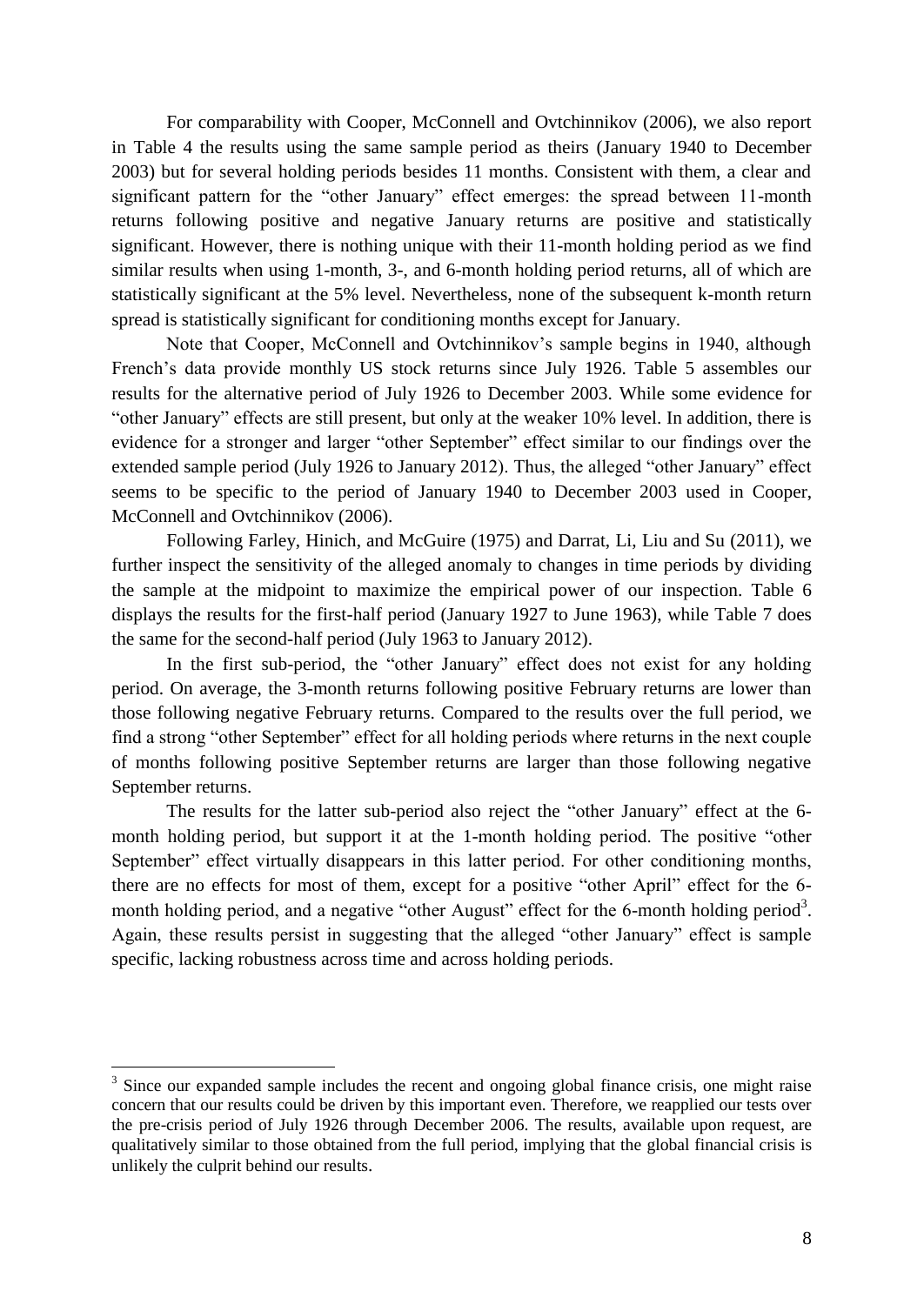For comparability with Cooper, McConnell and Ovtchinnikov (2006), we also report in Table 4 the results using the same sample period as theirs (January 1940 to December 2003) but for several holding periods besides 11 months. Consistent with them, a clear and significant pattern for the "other January" effect emerges: the spread between 11-month returns following positive and negative January returns are positive and statistically significant. However, there is nothing unique with their 11-month holding period as we find similar results when using 1-month, 3-, and 6-month holding period returns, all of which are statistically significant at the 5% level. Nevertheless, none of the subsequent k-month return spread is statistically significant for conditioning months except for January.

Note that Cooper, McConnell and Ovtchinnikov's sample begins in 1940, although French's data provide monthly US stock returns since July 1926. Table 5 assembles our results for the alternative period of July 1926 to December 2003. While some evidence for "other January" effects are still present, but only at the weaker 10% level. In addition, there is evidence for a stronger and larger "other September" effect similar to our findings over the extended sample period (July 1926 to January 2012). Thus, the alleged "other January" effect seems to be specific to the period of January 1940 to December 2003 used in Cooper, McConnell and Ovtchinnikov (2006).

Following Farley, Hinich, and McGuire (1975) and Darrat, Li, Liu and Su (2011), we further inspect the sensitivity of the alleged anomaly to changes in time periods by dividing the sample at the midpoint to maximize the empirical power of our inspection. Table 6 displays the results for the first-half period (January 1927 to June 1963), while Table 7 does the same for the second-half period (July 1963 to January 2012).

In the first sub-period, the "other January" effect does not exist for any holding period. On average, the 3-month returns following positive February returns are lower than those following negative February returns. Compared to the results over the full period, we find a strong "other September" effect for all holding periods where returns in the next couple of months following positive September returns are larger than those following negative September returns.

The results for the latter sub-period also reject the "other January" effect at the 6-month holding period, but support it at the 1-month holding period. The positive "other September" effect virtually disappears in this latter period. For other conditioning months, there are no effects for most of them, except for a positive "other April" effect for the 6-month holding period, and a negative "other August" effect for the 6-month holding period[3]. Again, these results persist in suggesting that the alleged "other January" effect is sample specific, lacking robustness across time and across holding periods.

[3] Since our expanded sample includes the recent and ongoing global finance crisis, one might raise concern that our results could be driven by this important even. Therefore, we reapplied our tests over the pre-crisis period of July 1926 through December 2006. The results, available upon request, are qualitatively similar to those obtained from the full period, implying that the global financial crisis is unlikely the culprit behind our results.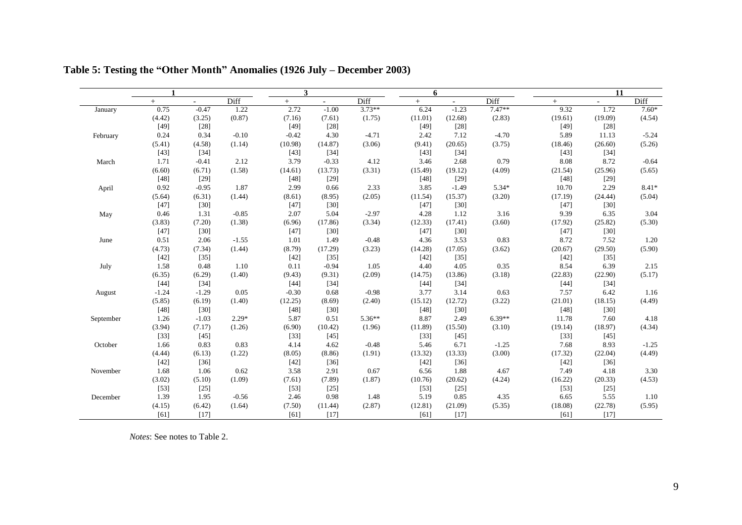## Table 5: Testing the "Other Month" Anomalies (1926 July – December 2003)

| | 1 | | | 3 | | | 6 | | | 11 | | |
|---|---|---|---|---|---|---|---|---|---|---|---|---|
| | + | - | Diff | + | - | Diff | + | - | Diff | + | - | Diff |
| January | 0.75 | -0.47 | 1.22 | 2.72 | -1.00 | 3.73** | 6.24 | -1.23 | 7.47** | 9.32 | 1.72 | 7.60* |
| | (4.42) | (3.25) | (0.87) | (7.16) | (7.61) | (1.75) | (11.01) | (12.68) | (2.83) | (19.61) | (19.09) | (4.54) |
| | [49] | [28] | | [49] | [28] | | [49] | [28] | | [49] | [28] | |
| February | 0.24 | 0.34 | -0.10 | -0.42 | 4.30 | -4.71 | 2.42 | 7.12 | -4.70 | 5.89 | 11.13 | -5.24 |
| | (5.41) | (4.58) | (1.14) | (10.98) | (14.87) | (3.06) | (9.41) | (20.65) | (3.75) | (18.46) | (26.60) | (5.26) |
| | [43] | [34] | | [43] | [34] | | [43] | [34] | | [43] | [34] | |
| March | 1.71 | -0.41 | 2.12 | 3.79 | -0.33 | 4.12 | 3.46 | 2.68 | 0.79 | 8.08 | 8.72 | -0.64 |
| | (6.60) | (6.71) | (1.58) | (14.61) | (13.73) | (3.31) | (15.49) | (19.12) | (4.09) | (21.54) | (25.96) | (5.65) |
| | [48] | [29] | | [48] | [29] | | [48] | [29] | | [48] | [29] | |
| April | 0.92 | -0.95 | 1.87 | 2.99 | 0.66 | 2.33 | 3.85 | -1.49 | 5.34* | 10.70 | 2.29 | 8.41* |
| | (5.64) | (6.31) | (1.44) | (8.61) | (8.95) | (2.05) | (11.54) | (15.37) | (3.20) | (17.19) | (24.44) | (5.04) |
| | [47] | [30] | | [47] | [30] | | [47] | [30] | | [47] | [30] | |
| May | 0.46 | 1.31 | -0.85 | 2.07 | 5.04 | -2.97 | 4.28 | 1.12 | 3.16 | 9.39 | 6.35 | 3.04 |
| | (3.83) | (7.20) | (1.38) | (6.96) | (17.86) | (3.34) | (12.33) | (17.41) | (3.60) | (17.92) | (25.82) | (5.30) |
| | [47] | [30] | | [47] | [30] | | [47] | [30] | | [47] | [30] | |
| June | 0.51 | 2.06 | -1.55 | 1.01 | 1.49 | -0.48 | 4.36 | 3.53 | 0.83 | 8.72 | 7.52 | 1.20 |
| | (4.73) | (7.34) | (1.44) | (8.79) | (17.29) | (3.23) | (14.28) | (17.05) | (3.62) | (20.67) | (29.50) | (5.90) |
| | [42] | [35] | | [42] | [35] | | [42] | [35] | | [42] | [35] | |
| July | 1.58 | 0.48 | 1.10 | 0.11 | -0.94 | 1.05 | 4.40 | 4.05 | 0.35 | 8.54 | 6.39 | 2.15 |
| | (6.35) | (6.29) | (1.40) | (9.43) | (9.31) | (2.09) | (14.75) | (13.86) | (3.18) | (22.83) | (22.90) | (5.17) |
| | [44] | [34] | | [44] | [34] | | [44] | [34] | | [44] | [34] | |
| August | -1.24 | -1.29 | 0.05 | -0.30 | 0.68 | -0.98 | 3.77 | 3.14 | 0.63 | 7.57 | 6.42 | 1.16 |
| | (5.85) | (6.19) | (1.40) | (12.25) | (8.69) | (2.40) | (15.12) | (12.72) | (3.22) | (21.01) | (18.15) | (4.49) |
| | [48] | [30] | | [48] | [30] | | [48] | [30] | | [48] | [30] | |
| September | 1.26 | -1.03 | 2.29* | 5.87 | 0.51 | 5.36** | 8.87 | 2.49 | 6.39** | 11.78 | 7.60 | 4.18 |
| | (3.94) | (7.17) | (1.26) | (6.90) | (10.42) | (1.96) | (11.89) | (15.50) | (3.10) | (19.14) | (18.97) | (4.34) |
| | [33] | [45] | | [33] | [45] | | [33] | [45] | | [33] | [45] | |
| October | 1.66 | 0.83 | 0.83 | 4.14 | 4.62 | -0.48 | 5.46 | 6.71 | -1.25 | 7.68 | 8.93 | -1.25 |
| | (4.44) | (6.13) | (1.22) | (8.05) | (8.86) | (1.91) | (13.32) | (13.33) | (3.00) | (17.32) | (22.04) | (4.49) |
| | [42] | [36] | | [42] | [36] | | [42] | [36] | | [42] | [36] | |
| November | 1.68 | 1.06 | 0.62 | 3.58 | 2.91 | 0.67 | 6.56 | 1.88 | 4.67 | 7.49 | 4.18 | 3.30 |
| | (3.02) | (5.10) | (1.09) | (7.61) | (7.89) | (1.87) | (10.76) | (20.62) | (4.24) | (16.22) | (20.33) | (4.53) |
| | [53] | [25] | | [53] | [25] | | [53] | [25] | | [53] | [25] | |
| December | 1.39 | 1.95 | -0.56 | 2.46 | 0.98 | 1.48 | 5.19 | 0.85 | 4.35 | 6.65 | 5.55 | 1.10 |
| | (4.15) | (6.42) | (1.64) | (7.50) | (11.44) | (2.87) | (12.81) | (21.09) | (5.35) | (18.08) | (22.78) | (5.95) |
| | [61] | [17] | | [61] | [17] | | [61] | [17] | | [61] | [17] | |

*Notes*: See notes to Table 2.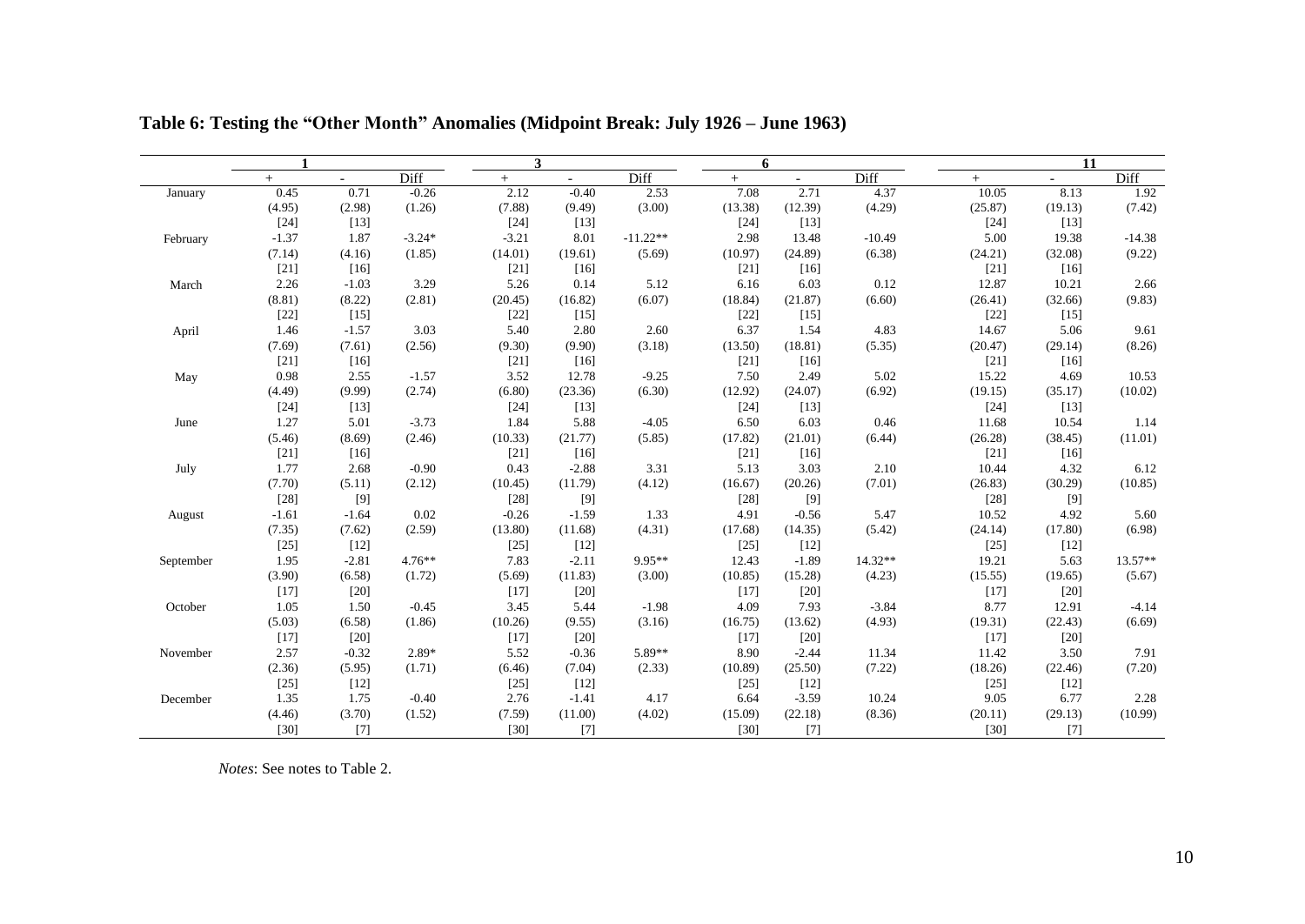## Table 6: Testing the "Other Month" Anomalies (Midpoint Break: July 1926 – June 1963)

| | 1 | | | 3 | | | 6 | | | 11 | | |
|---|---|---|---|---|---|---|---|---|---|---|---|---|
| | + | - | Diff | + | - | Diff | + | - | Diff | + | - | Diff |
| January | 0.45 | 0.71 | -0.26 | 2.12 | -0.40 | 2.53 | 7.08 | 2.71 | 4.37 | 10.05 | 8.13 | 1.92 |
| | (4.95) | (2.98) | (1.26) | (7.88) | (9.49) | (3.00) | (13.38) | (12.39) | (4.29) | (25.87) | (19.13) | (7.42) |
| | [24] | [13] | | [24] | [13] | | [24] | [13] | | [24] | [13] | |
| February | -1.37 | 1.87 | -3.24* | -3.21 | 8.01 | -11.22** | 2.98 | 13.48 | -10.49 | 5.00 | 19.38 | -14.38 |
| | (7.14) | (4.16) | (1.85) | (14.01) | (19.61) | (5.69) | (10.97) | (24.89) | (6.38) | (24.21) | (32.08) | (9.22) |
| | [21] | [16] | | [21] | [16] | | [21] | [16] | | [21] | [16] | |
| March | 2.26 | -1.03 | 3.29 | 5.26 | 0.14 | 5.12 | 6.16 | 6.03 | 0.12 | 12.87 | 10.21 | 2.66 |
| | (8.81) | (8.22) | (2.81) | (20.45) | (16.82) | (6.07) | (18.84) | (21.87) | (6.60) | (26.41) | (32.66) | (9.83) |
| | [22] | [15] | | [22] | [15] | | [22] | [15] | | [22] | [15] | |
| April | 1.46 | -1.57 | 3.03 | 5.40 | 2.80 | 2.60 | 6.37 | 1.54 | 4.83 | 14.67 | 5.06 | 9.61 |
| | (7.69) | (7.61) | (2.56) | (9.30) | (9.90) | (3.18) | (13.50) | (18.81) | (5.35) | (20.47) | (29.14) | (8.26) |
| | [21] | [16] | | [21] | [16] | | [21] | [16] | | [21] | [16] | |
| May | 0.98 | 2.55 | -1.57 | 3.52 | 12.78 | -9.25 | 7.50 | 2.49 | 5.02 | 15.22 | 4.69 | 10.53 |
| | (4.49) | (9.99) | (2.74) | (6.80) | (23.36) | (6.30) | (12.92) | (24.07) | (6.92) | (19.15) | (35.17) | (10.02) |
| | [24] | [13] | | [24] | [13] | | [24] | [13] | | [24] | [13] | |
| June | 1.27 | 5.01 | -3.73 | 1.84 | 5.88 | -4.05 | 6.50 | 6.03 | 0.46 | 11.68 | 10.54 | 1.14 |
| | (5.46) | (8.69) | (2.46) | (10.33) | (21.77) | (5.85) | (17.82) | (21.01) | (6.44) | (26.28) | (38.45) | (11.01) |
| | [21] | [16] | | [21] | [16] | | [21] | [16] | | [21] | [16] | |
| July | 1.77 | 2.68 | -0.90 | 0.43 | -2.88 | 3.31 | 5.13 | 3.03 | 2.10 | 10.44 | 4.32 | 6.12 |
| | (7.70) | (5.11) | (2.12) | (10.45) | (11.79) | (4.12) | (16.67) | (20.26) | (7.01) | (26.83) | (30.29) | (10.85) |
| | [28] | [9] | | [28] | [9] | | [28] | [9] | | [28] | [9] | |
| August | -1.61 | -1.64 | 0.02 | -0.26 | -1.59 | 1.33 | 4.91 | -0.56 | 5.47 | 10.52 | 4.92 | 5.60 |
| | (7.35) | (7.62) | (2.59) | (13.80) | (11.68) | (4.31) | (17.68) | (14.35) | (5.42) | (24.14) | (17.80) | (6.98) |
| | [25] | [12] | | [25] | [12] | | [25] | [12] | | [25] | [12] | |
| September | 1.95 | -2.81 | 4.76** | 7.83 | -2.11 | 9.95** | 12.43 | -1.89 | 14.32** | 19.21 | 5.63 | 13.57** |
| | (3.90) | (6.58) | (1.72) | (5.69) | (11.83) | (3.00) | (10.85) | (15.28) | (4.23) | (15.55) | (19.65) | (5.67) |
| | [17] | [20] | | [17] | [20] | | [17] | [20] | | [17] | [20] | |
| October | 1.05 | 1.50 | -0.45 | 3.45 | 5.44 | -1.98 | 4.09 | 7.93 | -3.84 | 8.77 | 12.91 | -4.14 |
| | (5.03) | (6.58) | (1.86) | (10.26) | (9.55) | (3.16) | (16.75) | (13.62) | (4.93) | (19.31) | (22.43) | (6.69) |
| | [17] | [20] | | [17] | [20] | | [17] | [20] | | [17] | [20] | |
| November | 2.57 | -0.32 | 2.89* | 5.52 | -0.36 | 5.89** | 8.90 | -2.44 | 11.34 | 11.42 | 3.50 | 7.91 |
| | (2.36) | (5.95) | (1.71) | (6.46) | (7.04) | (2.33) | (10.89) | (25.50) | (7.22) | (18.26) | (22.46) | (7.20) |
| | [25] | [12] | | [25] | [12] | | [25] | [12] | | [25] | [12] | |
| December | 1.35 | 1.75 | -0.40 | 2.76 | -1.41 | 4.17 | 6.64 | -3.59 | 10.24 | 9.05 | 6.77 | 2.28 |
| | (4.46) | (3.70) | (1.52) | (7.59) | (11.00) | (4.02) | (15.09) | (22.18) | (8.36) | (20.11) | (29.13) | (10.99) |
| | [30] | [7] | | [30] | [7] | | [30] | [7] | | [30] | [7] | |

*Notes*: See notes to Table 2.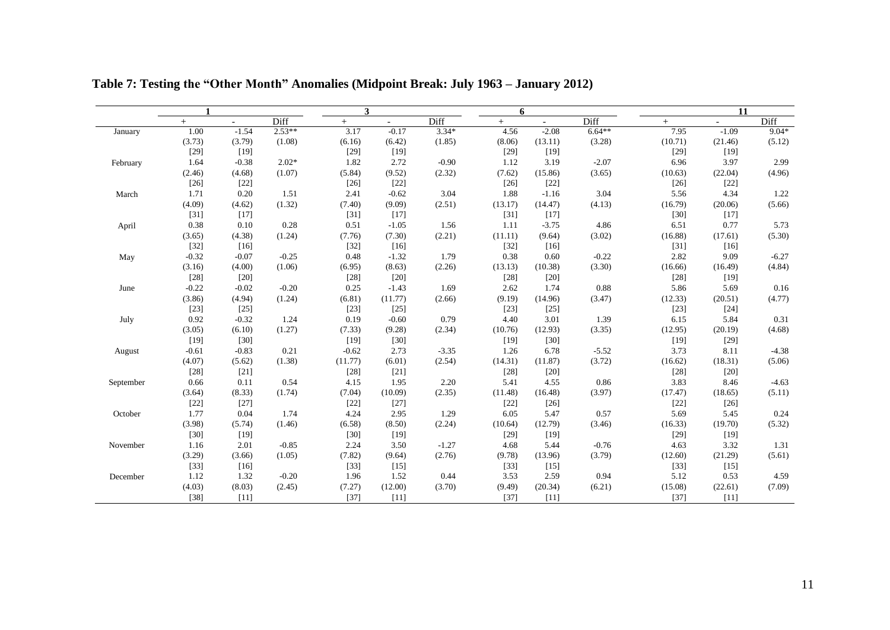## Table 7: Testing the "Other Month" Anomalies (Midpoint Break: July 1963 – January 2012)

| | 1 | | | 3 | | | 6 | | | 11 | | |
|---|---|---|---|---|---|---|---|---|---|---|---|---|
| | + | - | Diff | + | - | Diff | + | - | Diff | + | - | Diff |
| January | 1.00 | -1.54 | 2.53** | 3.17 | -0.17 | 3.34* | 4.56 | -2.08 | 6.64** | 7.95 | -1.09 | 9.04* |
| | (3.73) | (3.79) | (1.08) | (6.16) | (6.42) | (1.85) | (8.06) | (13.11) | (3.28) | (10.71) | (21.46) | (5.12) |
| | [29] | [19] | | [29] | [19] | | [29] | [19] | | [29] | [19] | |
| February | 1.64 | -0.38 | 2.02* | 1.82 | 2.72 | -0.90 | 1.12 | 3.19 | -2.07 | 6.96 | 3.97 | 2.99 |
| | (2.46) | (4.68) | (1.07) | (5.84) | (9.52) | (2.32) | (7.62) | (15.86) | (3.65) | (10.63) | (22.04) | (4.96) |
| | [26] | [22] | | [26] | [22] | | [26] | [22] | | [26] | [22] | |
| March | 1.71 | 0.20 | 1.51 | 2.41 | -0.62 | 3.04 | 1.88 | -1.16 | 3.04 | 5.56 | 4.34 | 1.22 |
| | (4.09) | (4.62) | (1.32) | (7.40) | (9.09) | (2.51) | (13.17) | (14.47) | (4.13) | (16.79) | (20.06) | (5.66) |
| | [31] | [17] | | [31] | [17] | | [31] | [17] | | [30] | [17] | |
| April | 0.38 | 0.10 | 0.28 | 0.51 | -1.05 | 1.56 | 1.11 | -3.75 | 4.86 | 6.51 | 0.77 | 5.73 |
| | (3.65) | (4.38) | (1.24) | (7.76) | (7.30) | (2.21) | (11.11) | (9.64) | (3.02) | (16.88) | (17.61) | (5.30) |
| | [32] | [16] | | [32] | [16] | | [32] | [16] | | [31] | [16] | |
| May | -0.32 | -0.07 | -0.25 | 0.48 | -1.32 | 1.79 | 0.38 | 0.60 | -0.22 | 2.82 | 9.09 | -6.27 |
| | (3.16) | (4.00) | (1.06) | (6.95) | (8.63) | (2.26) | (13.13) | (10.38) | (3.30) | (16.66) | (16.49) | (4.84) |
| | [28] | [20] | | [28] | [20] | | [28] | [20] | | [28] | [19] | |
| June | -0.22 | -0.02 | -0.20 | 0.25 | -1.43 | 1.69 | 2.62 | 1.74 | 0.88 | 5.86 | 5.69 | 0.16 |
| | (3.86) | (4.94) | (1.24) | (6.81) | (11.77) | (2.66) | (9.19) | (14.96) | (3.47) | (12.33) | (20.51) | (4.77) |
| | [23] | [25] | | [23] | [25] | | [23] | [25] | | [23] | [24] | |
| July | 0.92 | -0.32 | 1.24 | 0.19 | -0.60 | 0.79 | 4.40 | 3.01 | 1.39 | 6.15 | 5.84 | 0.31 |
| | (3.05) | (6.10) | (1.27) | (7.33) | (9.28) | (2.34) | (10.76) | (12.93) | (3.35) | (12.95) | (20.19) | (4.68) |
| | [19] | [30] | | [19] | [30] | | [19] | [30] | | [19] | [29] | |
| August | -0.61 | -0.83 | 0.21 | -0.62 | 2.73 | -3.35 | 1.26 | 6.78 | -5.52 | 3.73 | 8.11 | -4.38 |
| | (4.07) | (5.62) | (1.38) | (11.77) | (6.01) | (2.54) | (14.31) | (11.87) | (3.72) | (16.62) | (18.31) | (5.06) |
| | [28] | [21] | | [28] | [21] | | [28] | [20] | | [28] | [20] | |
| September | 0.66 | 0.11 | 0.54 | 4.15 | 1.95 | 2.20 | 5.41 | 4.55 | 0.86 | 3.83 | 8.46 | -4.63 |
| | (3.64) | (8.33) | (1.74) | (7.04) | (10.09) | (2.35) | (11.48) | (16.48) | (3.97) | (17.47) | (18.65) | (5.11) |
| | [22] | [27] | | [22] | [27] | | [22] | [26] | | [22] | [26] | |
| October | 1.77 | 0.04 | 1.74 | 4.24 | 2.95 | 1.29 | 6.05 | 5.47 | 0.57 | 5.69 | 5.45 | 0.24 |
| | (3.98) | (5.74) | (1.46) | (6.58) | (8.50) | (2.24) | (10.64) | (12.79) | (3.46) | (16.33) | (19.70) | (5.32) |
| | [30] | [19] | | [30] | [19] | | [29] | [19] | | [29] | [19] | |
| November | 1.16 | 2.01 | -0.85 | 2.24 | 3.50 | -1.27 | 4.68 | 5.44 | -0.76 | 4.63 | 3.32 | 1.31 |
| | (3.29) | (3.66) | (1.05) | (7.82) | (9.64) | (2.76) | (9.78) | (13.96) | (3.79) | (12.60) | (21.29) | (5.61) |
| | [33] | [16] | | [33] | [15] | | [33] | [15] | | [33] | [15] | |
| December | 1.12 | 1.32 | -0.20 | 1.96 | 1.52 | 0.44 | 3.53 | 2.59 | 0.94 | 5.12 | 0.53 | 4.59 |
| | (4.03) | (8.03) | (2.45) | (7.27) | (12.00) | (3.70) | (9.49) | (20.34) | (6.21) | (15.08) | (22.61) | (7.09) |
| | [38] | [11] | | [37] | [11] | | [37] | [11] | | [37] | [11] | |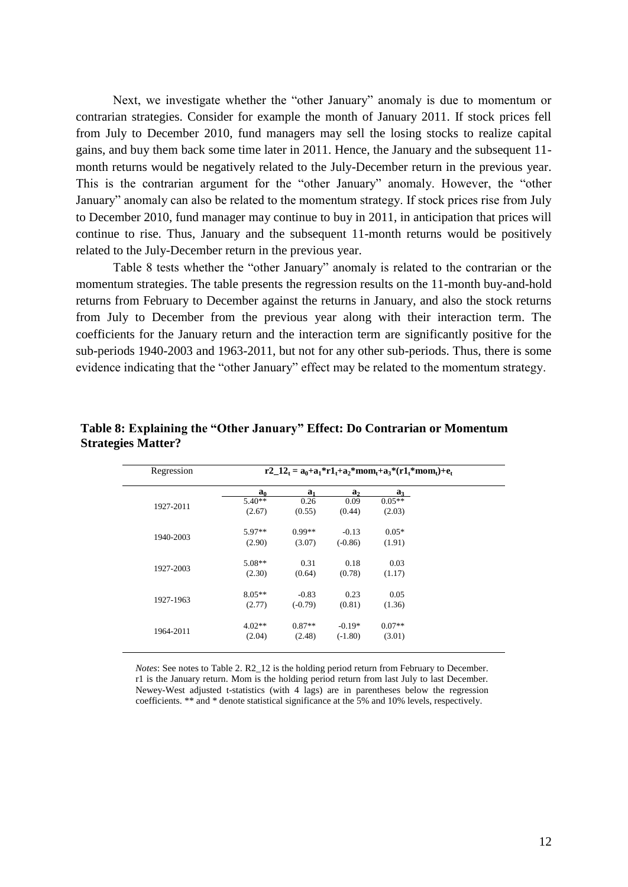Next, we investigate whether the "other January" anomaly is due to momentum or contrarian strategies. Consider for example the month of January 2011. If stock prices fell from July to December 2010, fund managers may sell the losing stocks to realize capital gains, and buy them back some time later in 2011. Hence, the January and the subsequent 11-month returns would be negatively related to the July-December return in the previous year. This is the contrarian argument for the "other January" anomaly. However, the "other January" anomaly can also be related to the momentum strategy. If stock prices rise from July to December 2010, fund manager may continue to buy in 2011, in anticipation that prices will continue to rise. Thus, January and the subsequent 11-month returns would be positively related to the July-December return in the previous year.

Table 8 tests whether the "other January" anomaly is related to the contrarian or the momentum strategies. The table presents the regression results on the 11-month buy-and-hold returns from February to December against the returns in January, and also the stock returns from July to December from the previous year along with their interaction term. The coefficients for the January return and the interaction term are significantly positive for the sub-periods 1940-2003 and 1963-2011, but not for any other sub-periods. Thus, there is some evidence indicating that the "other January" effect may be related to the momentum strategy.

**Table 8: Explaining the "Other January" Effect: Do Contrarian or Momentum Strategies Matter?**

| Regression | $r2\_12_t = a_0+a_1{*}r1_t+a_2{*}mom_t+a_3{*}(r1_t{*}mom_t)+e_t$ | | | |
|---|---|---|---|---|
| | $a_0$ | $a_1$ | $a_2$ | $a_3$ |
| 1927-2011 | 5.40** | 0.26 | 0.09 | 0.05** |
| | (2.67) | (0.55) | (0.44) | (2.03) |
| 1940-2003 | 5.97** | 0.99** | -0.13 | 0.05* |
| | (2.90) | (3.07) | (-0.86) | (1.91) |
| 1927-2003 | 5.08** | 0.31 | 0.18 | 0.03 |
| | (2.30) | (0.64) | (0.78) | (1.17) |
| 1927-1963 | 8.05** | -0.83 | 0.23 | 0.05 |
| | (2.77) | (-0.79) | (0.81) | (1.36) |
| 1964-2011 | 4.02** | 0.87** | -0.19* | 0.07** |
| | (2.04) | (2.48) | (-1.80) | (3.01) |

*Notes*: See notes to Table 2. R2_12 is the holding period return from February to December. r1 is the January return. Mom is the holding period return from last July to last December. Newey-West adjusted t-statistics (with 4 lags) are in parentheses below the regression coefficients. ** and * denote statistical significance at the 5% and 10% levels, respectively.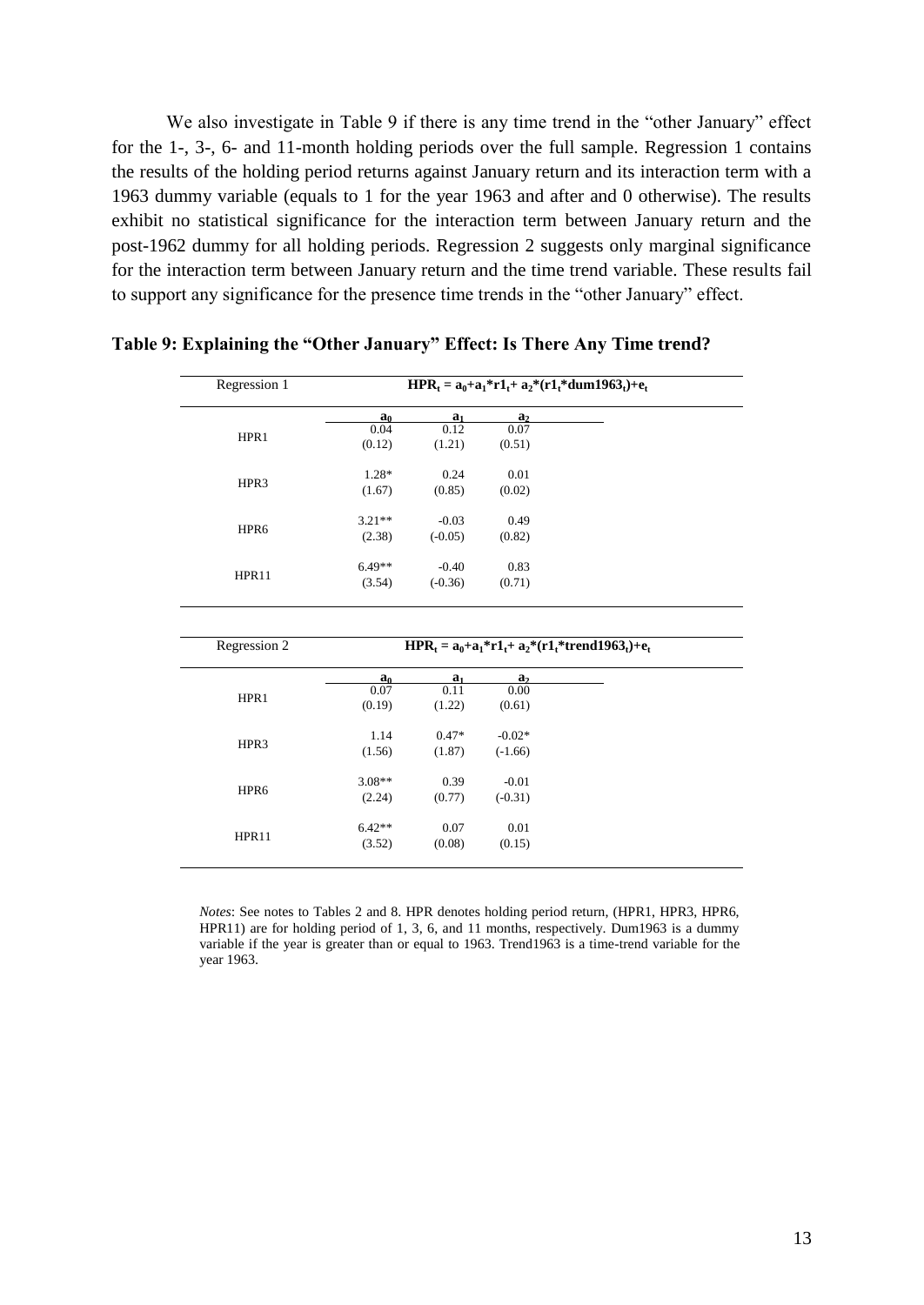We also investigate in Table 9 if there is any time trend in the "other January" effect for the 1-, 3-, 6- and 11-month holding periods over the full sample. Regression 1 contains the results of the holding period returns against January return and its interaction term with a 1963 dummy variable (equals to 1 for the year 1963 and after and 0 otherwise). The results exhibit no statistical significance for the interaction term between January return and the post-1962 dummy for all holding periods. Regression 2 suggests only marginal significance for the interaction term between January return and the time trend variable. These results fail to support any significance for the presence time trends in the "other January" effect.

**Table 9: Explaining the "Other January" Effect: Is There Any Time trend?**

| Regression 1 | $HPR_t = a_0+a_1*r1_t+ a_2*(r1_t*dum1963_t)+e_t$ | | |
|---|---|---|---|
| | $a_0$ | $a_1$ | $a_2$ |
| HPR1 | 0.04 | 0.12 | 0.07 |
| | (0.12) | (1.21) | (0.51) |
| HPR3 | 1.28* | 0.24 | 0.01 |
| | (1.67) | (0.85) | (0.02) |
| HPR6 | 3.21** | -0.03 | 0.49 |
| | (2.38) | (-0.05) | (0.82) |
| HPR11 | 6.49** | -0.40 | 0.83 |
| | (3.54) | (-0.36) | (0.71) |

| Regression 2 | $HPR_t = a_0+a_1*r1_t+ a_2*(r1_t*trend1963_t)+e_t$ | | |
|---|---|---|---|
| | $a_0$ | $a_1$ | $a_2$ |
| HPR1 | 0.07 | 0.11 | 0.00 |
| | (0.19) | (1.22) | (0.61) |
| HPR3 | 1.14 | 0.47* | -0.02* |
| | (1.56) | (1.87) | (-1.66) |
| HPR6 | 3.08** | 0.39 | -0.01 |
| | (2.24) | (0.77) | (-0.31) |
| HPR11 | 6.42** | 0.07 | 0.01 |
| | (3.52) | (0.08) | (0.15) |

*Notes*: See notes to Tables 2 and 8. HPR denotes holding period return, (HPR1, HPR3, HPR6, HPR11) are for holding period of 1, 3, 6, and 11 months, respectively. Dum1963 is a dummy variable if the year is greater than or equal to 1963. Trend1963 is a time-trend variable for the year 1963.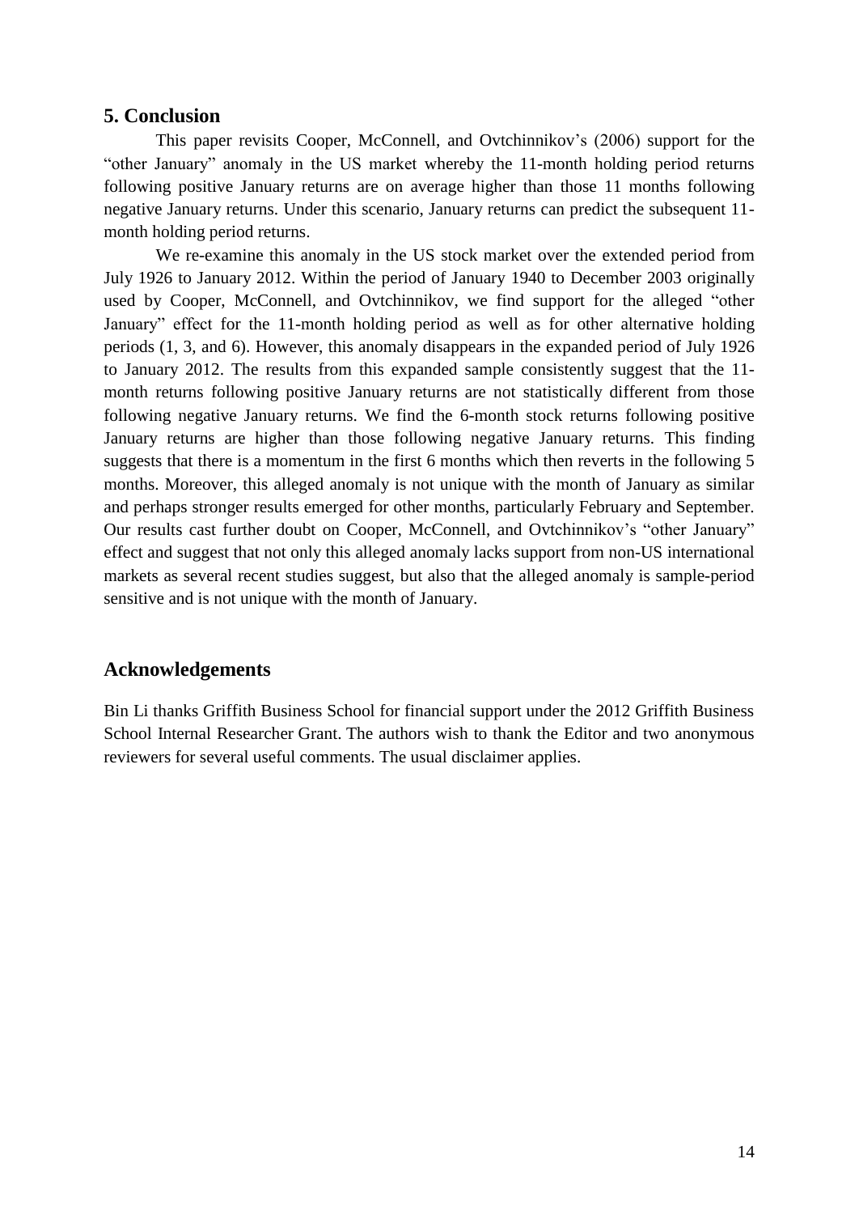## 5. Conclusion

This paper revisits Cooper, McConnell, and Ovtchinnikov's (2006) support for the "other January" anomaly in the US market whereby the 11-month holding period returns following positive January returns are on average higher than those 11 months following negative January returns. Under this scenario, January returns can predict the subsequent 11-month holding period returns.

We re-examine this anomaly in the US stock market over the extended period from July 1926 to January 2012. Within the period of January 1940 to December 2003 originally used by Cooper, McConnell, and Ovtchinnikov, we find support for the alleged "other January" effect for the 11-month holding period as well as for other alternative holding periods (1, 3, and 6). However, this anomaly disappears in the expanded period of July 1926 to January 2012. The results from this expanded sample consistently suggest that the 11-month returns following positive January returns are not statistically different from those following negative January returns. We find the 6-month stock returns following positive January returns are higher than those following negative January returns. This finding suggests that there is a momentum in the first 6 months which then reverts in the following 5 months. Moreover, this alleged anomaly is not unique with the month of January as similar and perhaps stronger results emerged for other months, particularly February and September. Our results cast further doubt on Cooper, McConnell, and Ovtchinnikov's "other January" effect and suggest that not only this alleged anomaly lacks support from non-US international markets as several recent studies suggest, but also that the alleged anomaly is sample-period sensitive and is not unique with the month of January.

## Acknowledgements

Bin Li thanks Griffith Business School for financial support under the 2012 Griffith Business School Internal Researcher Grant. The authors wish to thank the Editor and two anonymous reviewers for several useful comments. The usual disclaimer applies.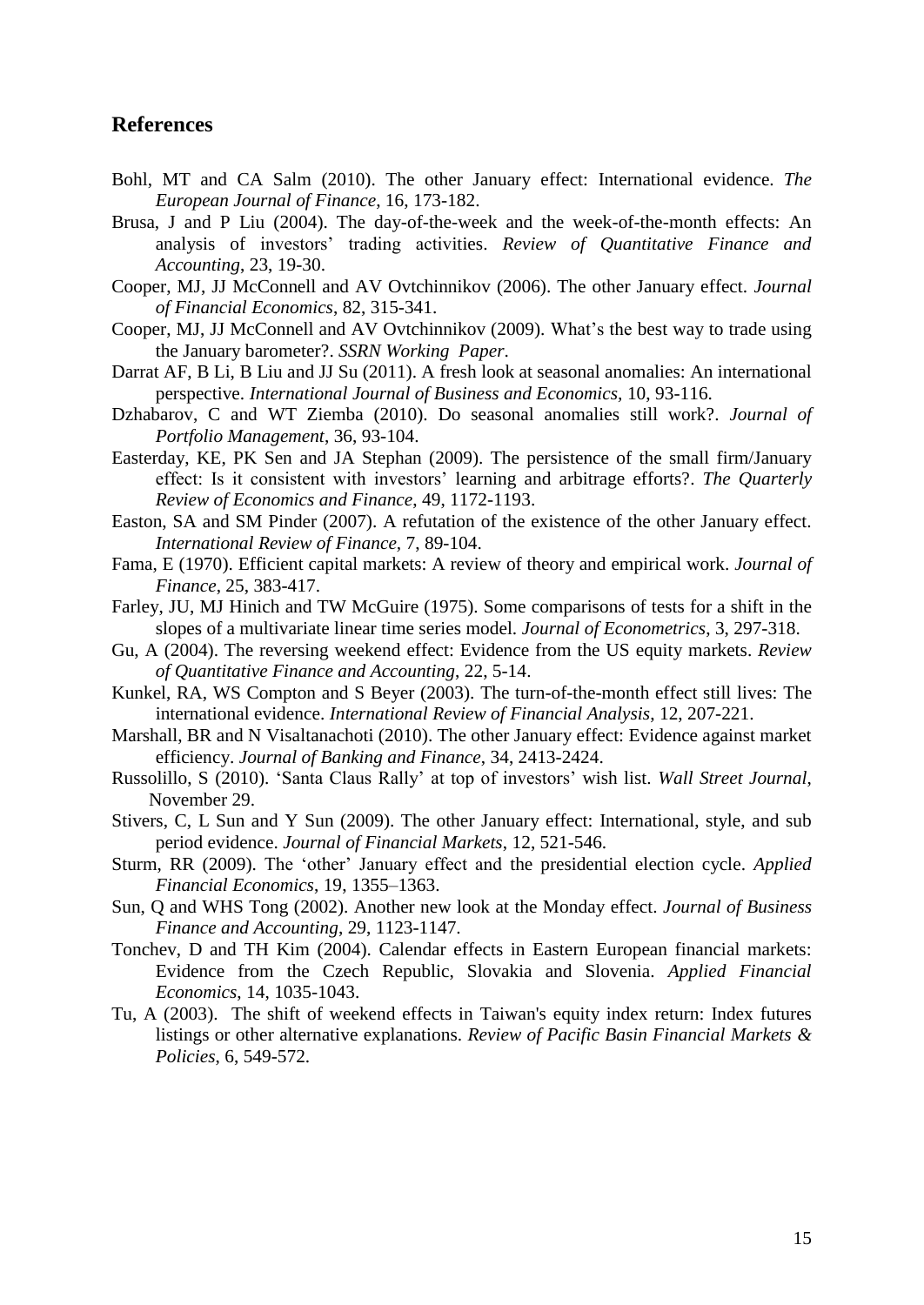## References

Bohl, MT and CA Salm (2010). The other January effect: International evidence. *The European Journal of Finance*, 16, 173-182.

Brusa, J and P Liu (2004). The day-of-the-week and the week-of-the-month effects: An analysis of investors' trading activities. *Review of Quantitative Finance and Accounting*, 23, 19-30.

Cooper, MJ, JJ McConnell and AV Ovtchinnikov (2006). The other January effect. *Journal of Financial Economics*, 82, 315-341.

Cooper, MJ, JJ McConnell and AV Ovtchinnikov (2009). What's the best way to trade using the January barometer?. *SSRN Working Paper*.

Darrat AF, B Li, B Liu and JJ Su (2011). A fresh look at seasonal anomalies: An international perspective. *International Journal of Business and Economics*, 10, 93-116.

Dzhabarov, C and WT Ziemba (2010). Do seasonal anomalies still work?. *Journal of Portfolio Management*, 36, 93-104.

Easterday, KE, PK Sen and JA Stephan (2009). The persistence of the small firm/January effect: Is it consistent with investors' learning and arbitrage efforts?. *The Quarterly Review of Economics and Finance*, 49, 1172-1193.

Easton, SA and SM Pinder (2007). A refutation of the existence of the other January effect. *International Review of Finance*, 7, 89-104.

Fama, E (1970). Efficient capital markets: A review of theory and empirical work. *Journal of Finance*, 25, 383-417.

Farley, JU, MJ Hinich and TW McGuire (1975). Some comparisons of tests for a shift in the slopes of a multivariate linear time series model. *Journal of Econometrics*, 3, 297-318.

Gu, A (2004). The reversing weekend effect: Evidence from the US equity markets. *Review of Quantitative Finance and Accounting*, 22, 5-14.

Kunkel, RA, WS Compton and S Beyer (2003). The turn-of-the-month effect still lives: The international evidence. *International Review of Financial Analysis*, 12, 207-221.

Marshall, BR and N Visaltanachoti (2010). The other January effect: Evidence against market efficiency. *Journal of Banking and Finance*, 34, 2413-2424.

Russolillo, S (2010). 'Santa Claus Rally' at top of investors' wish list. *Wall Street Journal*, November 29.

Stivers, C, L Sun and Y Sun (2009). The other January effect: International, style, and sub period evidence. *Journal of Financial Markets*, 12, 521-546.

Sturm, RR (2009). The 'other' January effect and the presidential election cycle. *Applied Financial Economics*, 19, 1355–1363.

Sun, Q and WHS Tong (2002). Another new look at the Monday effect. *Journal of Business Finance and Accounting*, 29, 1123-1147.

Tonchev, D and TH Kim (2004). Calendar effects in Eastern European financial markets: Evidence from the Czech Republic, Slovakia and Slovenia. *Applied Financial Economics*, 14, 1035-1043.

Tu, A (2003). The shift of weekend effects in Taiwan's equity index return: Index futures listings or other alternative explanations. *Review of Pacific Basin Financial Markets & Policies*, 6, 549-572.